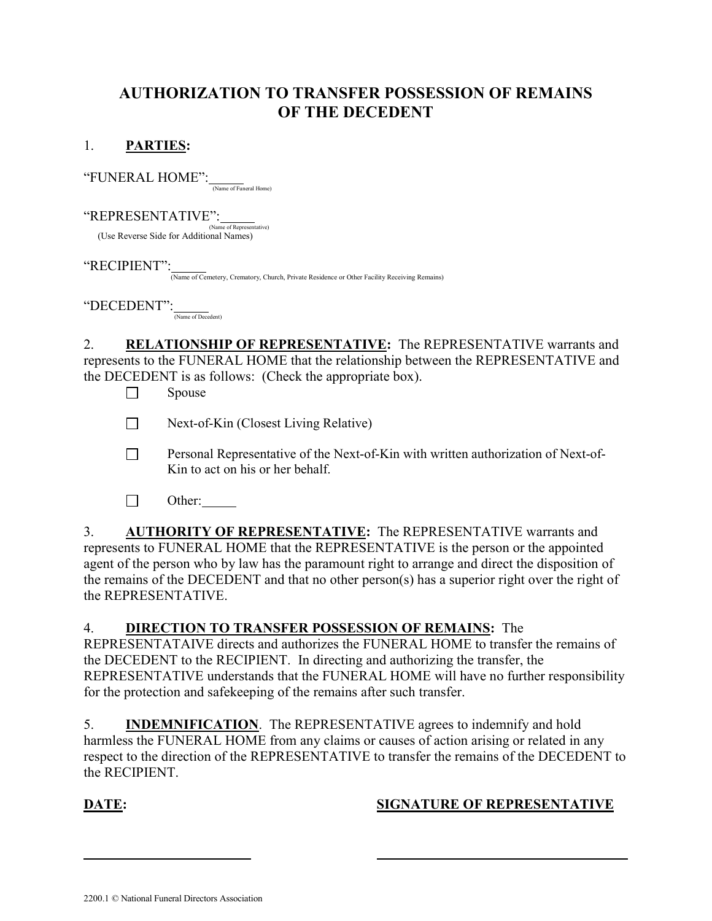# AUTHORIZATION TO TRANSFER POSSESSION OF REMAINS OF THE DECEDENT

1. **PARTIES:**

"FUNERAL HOME":_____
(Name of Funeral Home)

"REPRESENTATIVE":_____
(Name of Representative)
(Use Reverse Side for Additional Names)

"RECIPIENT":_____
(Name of Cemetery, Crematory, Church, Private Residence or Other Facility Receiving Remains)

"DECEDENT":_____
(Name of Decedent)

2. **RELATIONSHIP OF REPRESENTATIVE:** The REPRESENTATIVE warrants and represents to the FUNERAL HOME that the relationship between the REPRESENTATIVE and the DECEDENT is as follows: (Check the appropriate box).

- ☐ Spouse
- ☐ Next-of-Kin (Closest Living Relative)
- ☐ Personal Representative of the Next-of-Kin with written authorization of Next-of-Kin to act on his or her behalf.
- ☐ Other:_____

3. **AUTHORITY OF REPRESENTATIVE:** The REPRESENTATIVE warrants and represents to FUNERAL HOME that the REPRESENTATIVE is the person or the appointed agent of the person who by law has the paramount right to arrange and direct the disposition of the remains of the DECEDENT and that no other person(s) has a superior right over the right of the REPRESENTATIVE.

4. **DIRECTION TO TRANSFER POSSESSION OF REMAINS:** The REPRESENTATAIVE directs and authorizes the FUNERAL HOME to transfer the remains of the DECEDENT to the RECIPIENT. In directing and authorizing the transfer, the REPRESENTATIVE understands that the FUNERAL HOME will have no further responsibility for the protection and safekeeping of the remains after such transfer.

5. **INDEMNIFICATION**. The REPRESENTATIVE agrees to indemnify and hold harmless the FUNERAL HOME from any claims or causes of action arising or related in any respect to the direction of the REPRESENTATIVE to transfer the remains of the DECEDENT to the RECIPIENT.

**DATE:** ______________________

**SIGNATURE OF REPRESENTATIVE** ______________________

2200.1 © National Funeral Directors Association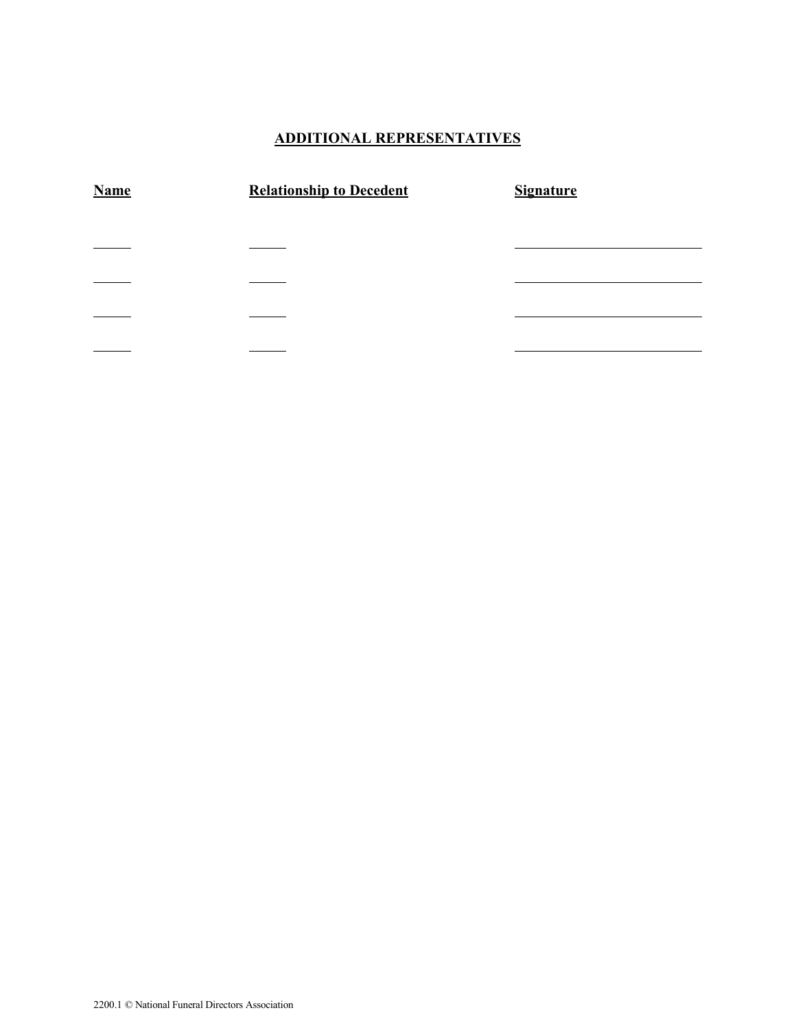## ADDITIONAL REPRESENTATIVES

| Name | Relationship to Decedent | Signature |
| --- | --- | --- |
| ______ | ______ | ____________________________ |
| ______ | ______ | ____________________________ |
| ______ | ______ | ____________________________ |
| ______ | ______ | ____________________________ |

2200.1 © National Funeral Directors Association